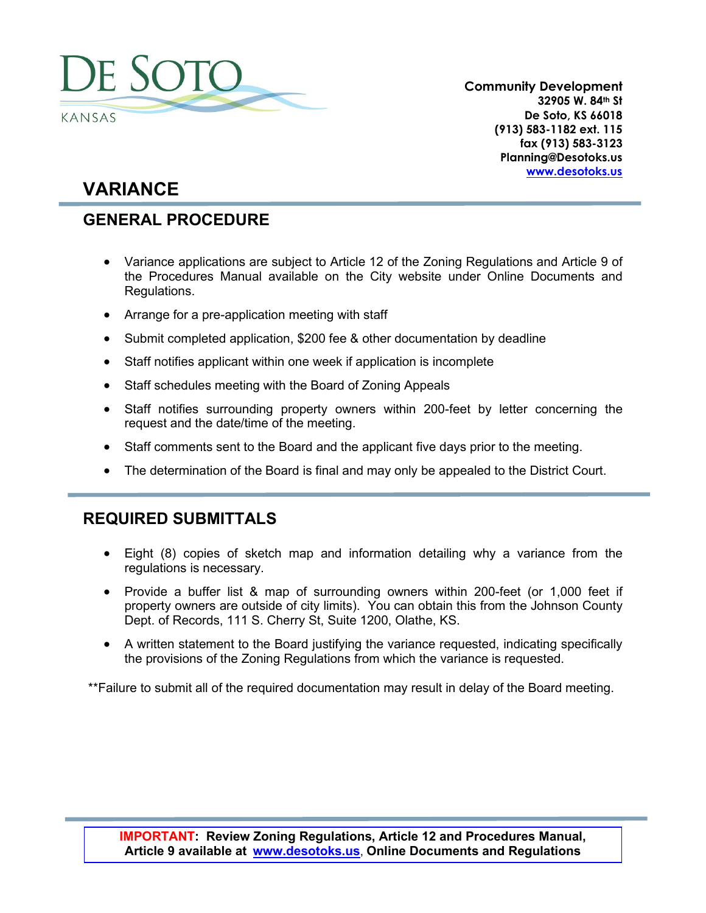DE SOTO
KANSAS

**Community Development**
**32905 W. 84th St**
**De Soto, KS 66018**
**(913) 583-1182 ext. 115**
**fax (913) 583-3123**
**Planning@Desotoks.us**
**www.desotoks.us**

# VARIANCE

## GENERAL PROCEDURE

- Variance applications are subject to Article 12 of the Zoning Regulations and Article 9 of the Procedures Manual available on the City website under Online Documents and Regulations.
- Arrange for a pre-application meeting with staff
- Submit completed application, $200 fee & other documentation by deadline
- Staff notifies applicant within one week if application is incomplete
- Staff schedules meeting with the Board of Zoning Appeals
- Staff notifies surrounding property owners within 200-feet by letter concerning the request and the date/time of the meeting.
- Staff comments sent to the Board and the applicant five days prior to the meeting.
- The determination of the Board is final and may only be appealed to the District Court.

## REQUIRED SUBMITTALS

- Eight (8) copies of sketch map and information detailing why a variance from the regulations is necessary.
- Provide a buffer list & map of surrounding owners within 200-feet (or 1,000 feet if property owners are outside of city limits). You can obtain this from the Johnson County Dept. of Records, 111 S. Cherry St, Suite 1200, Olathe, KS.
- A written statement to the Board justifying the variance requested, indicating specifically the provisions of the Zoning Regulations from which the variance is requested.

**Failure to submit all of the required documentation may result in delay of the Board meeting.

**IMPORTANT: Review Zoning Regulations, Article 12 and Procedures Manual, Article 9 available at www.desotoks.us, Online Documents and Regulations**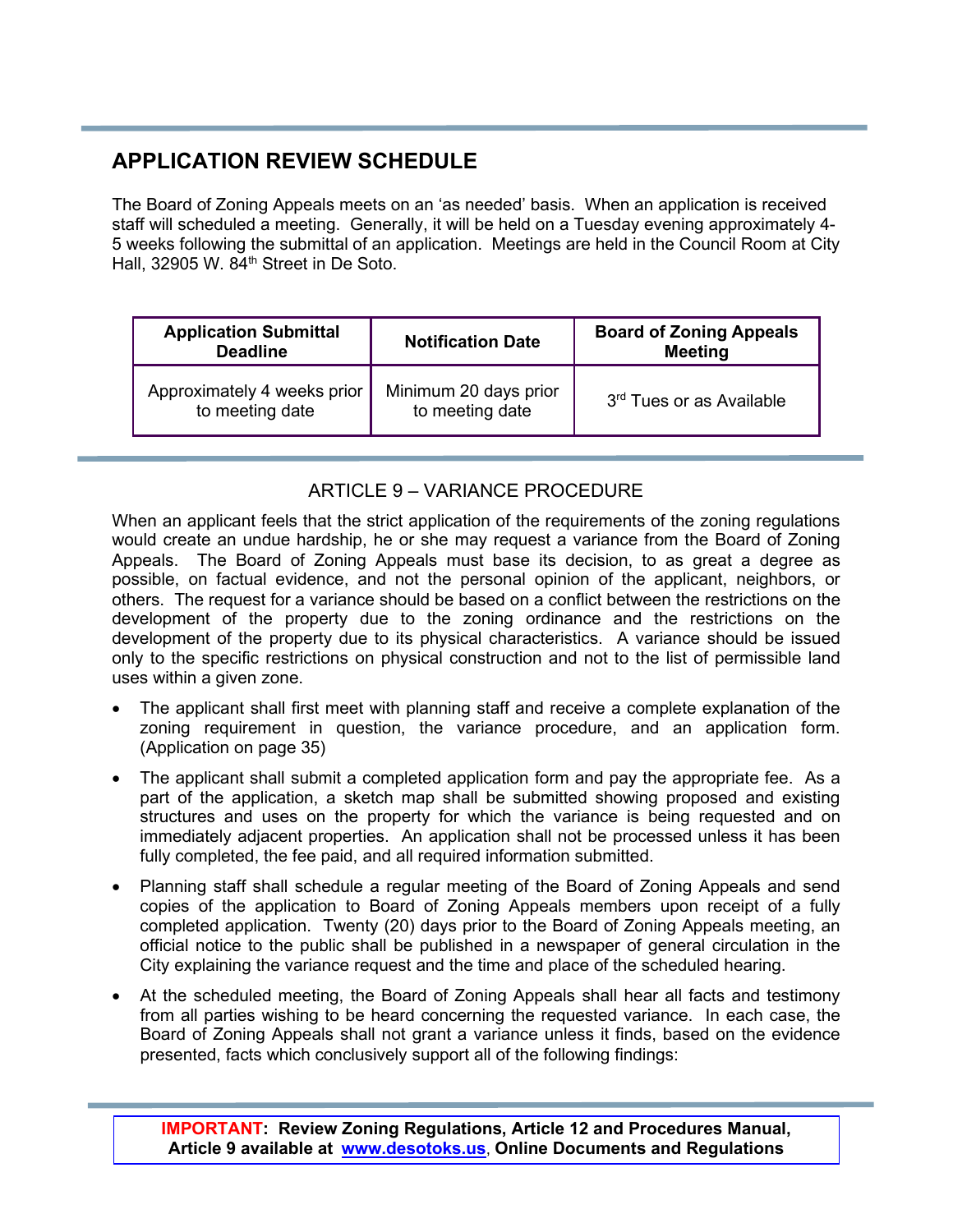## APPLICATION REVIEW SCHEDULE

The Board of Zoning Appeals meets on an 'as needed' basis. When an application is received staff will scheduled a meeting. Generally, it will be held on a Tuesday evening approximately 4-5 weeks following the submittal of an application. Meetings are held in the Council Room at City Hall, 32905 W. 84th Street in De Soto.

| Application Submittal Deadline | Notification Date | Board of Zoning Appeals Meeting |
|---|---|---|
| Approximately 4 weeks prior to meeting date | Minimum 20 days prior to meeting date | 3rd Tues or as Available |

### ARTICLE 9 – VARIANCE PROCEDURE

When an applicant feels that the strict application of the requirements of the zoning regulations would create an undue hardship, he or she may request a variance from the Board of Zoning Appeals. The Board of Zoning Appeals must base its decision, to as great a degree as possible, on factual evidence, and not the personal opinion of the applicant, neighbors, or others. The request for a variance should be based on a conflict between the restrictions on the development of the property due to the zoning ordinance and the restrictions on the development of the property due to its physical characteristics. A variance should be issued only to the specific restrictions on physical construction and not to the list of permissible land uses within a given zone.

- The applicant shall first meet with planning staff and receive a complete explanation of the zoning requirement in question, the variance procedure, and an application form. (Application on page 35)
- The applicant shall submit a completed application form and pay the appropriate fee. As a part of the application, a sketch map shall be submitted showing proposed and existing structures and uses on the property for which the variance is being requested and on immediately adjacent properties. An application shall not be processed unless it has been fully completed, the fee paid, and all required information submitted.
- Planning staff shall schedule a regular meeting of the Board of Zoning Appeals and send copies of the application to Board of Zoning Appeals members upon receipt of a fully completed application. Twenty (20) days prior to the Board of Zoning Appeals meeting, an official notice to the public shall be published in a newspaper of general circulation in the City explaining the variance request and the time and place of the scheduled hearing.
- At the scheduled meeting, the Board of Zoning Appeals shall hear all facts and testimony from all parties wishing to be heard concerning the requested variance. In each case, the Board of Zoning Appeals shall not grant a variance unless it finds, based on the evidence presented, facts which conclusively support all of the following findings:

**IMPORTANT: Review Zoning Regulations, Article 12 and Procedures Manual, Article 9 available at www.desotoks.us, Online Documents and Regulations**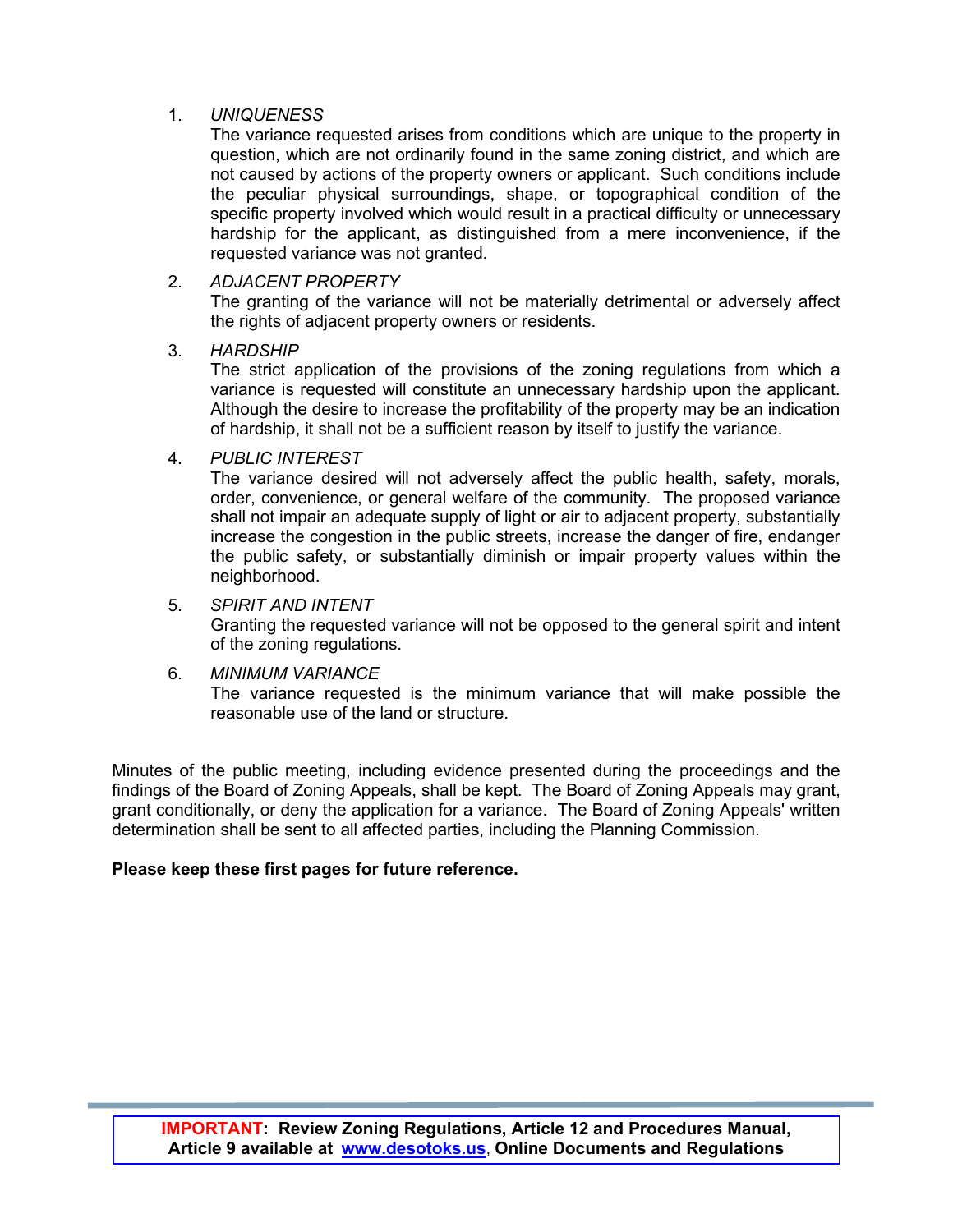1. *UNIQUENESS*
   The variance requested arises from conditions which are unique to the property in question, which are not ordinarily found in the same zoning district, and which are not caused by actions of the property owners or applicant. Such conditions include the peculiar physical surroundings, shape, or topographical condition of the specific property involved which would result in a practical difficulty or unnecessary hardship for the applicant, as distinguished from a mere inconvenience, if the requested variance was not granted.

2. *ADJACENT PROPERTY*
   The granting of the variance will not be materially detrimental or adversely affect the rights of adjacent property owners or residents.

3. *HARDSHIP*
   The strict application of the provisions of the zoning regulations from which a variance is requested will constitute an unnecessary hardship upon the applicant. Although the desire to increase the profitability of the property may be an indication of hardship, it shall not be a sufficient reason by itself to justify the variance.

4. *PUBLIC INTEREST*
   The variance desired will not adversely affect the public health, safety, morals, order, convenience, or general welfare of the community. The proposed variance shall not impair an adequate supply of light or air to adjacent property, substantially increase the congestion in the public streets, increase the danger of fire, endanger the public safety, or substantially diminish or impair property values within the neighborhood.

5. *SPIRIT AND INTENT*
   Granting the requested variance will not be opposed to the general spirit and intent of the zoning regulations.

6. *MINIMUM VARIANCE*
   The variance requested is the minimum variance that will make possible the reasonable use of the land or structure.

Minutes of the public meeting, including evidence presented during the proceedings and the findings of the Board of Zoning Appeals, shall be kept. The Board of Zoning Appeals may grant, grant conditionally, or deny the application for a variance. The Board of Zoning Appeals' written determination shall be sent to all affected parties, including the Planning Commission.

**Please keep these first pages for future reference.**

**IMPORTANT: Review Zoning Regulations, Article 12 and Procedures Manual, Article 9 available at [www.desotoks.us](http://www.desotoks.us), Online Documents and Regulations**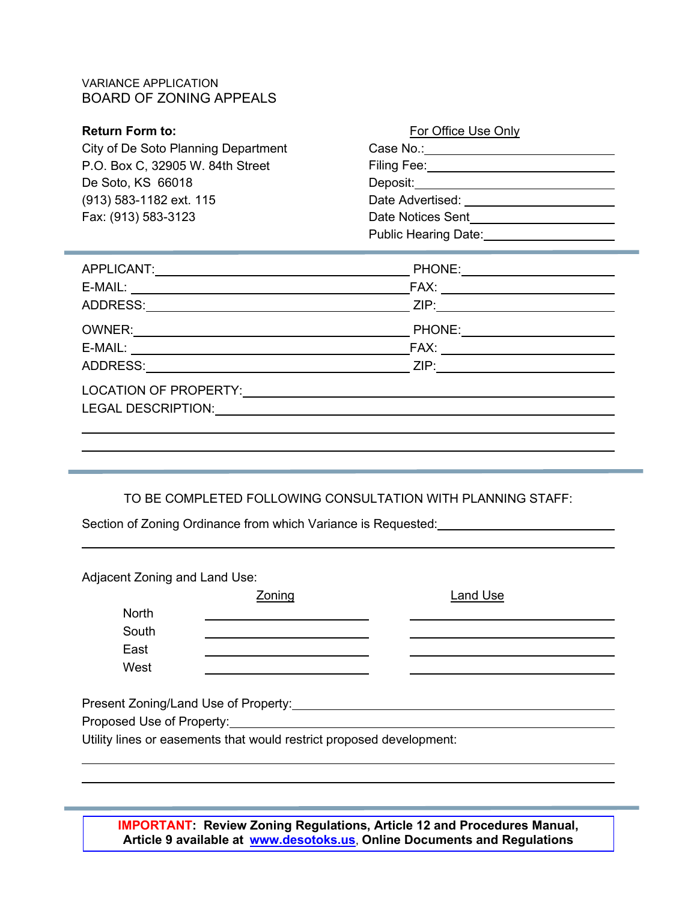VARIANCE APPLICATION

# BOARD OF ZONING APPEALS

**Return Form to:**
City of De Soto Planning Department
P.O. Box C, 32905 W. 84th Street
De Soto, KS 66018
(913) 583-1182 ext. 115
Fax: (913) 583-3123

For Office Use Only
Case No.:\_\_\_\_\_\_\_\_\_\_\_\_\_\_\_\_\_\_\_\_
Filing Fee:\_\_\_\_\_\_\_\_\_\_\_\_\_\_\_\_\_\_\_\_
Deposit:\_\_\_\_\_\_\_\_\_\_\_\_\_\_\_\_\_\_\_\_
Date Advertised: \_\_\_\_\_\_\_\_\_\_\_\_\_\_\_\_\_\_\_\_
Date Notices Sent\_\_\_\_\_\_\_\_\_\_\_\_\_\_\_\_\_\_\_\_
Public Hearing Date:\_\_\_\_\_\_\_\_\_\_\_\_\_\_\_\_\_\_\_\_

---

APPLICANT:\_\_\_\_\_\_\_\_\_\_\_\_\_\_\_\_\_\_\_\_\_\_\_\_\_\_\_\_\_\_ PHONE:\_\_\_\_\_\_\_\_\_\_\_\_\_\_\_\_\_\_\_\_
E-MAIL: \_\_\_\_\_\_\_\_\_\_\_\_\_\_\_\_\_\_\_\_\_\_\_\_\_\_\_\_\_\_ FAX: \_\_\_\_\_\_\_\_\_\_\_\_\_\_\_\_\_\_\_\_
ADDRESS:\_\_\_\_\_\_\_\_\_\_\_\_\_\_\_\_\_\_\_\_\_\_\_\_\_\_\_\_\_\_ ZIP:\_\_\_\_\_\_\_\_\_\_\_\_\_\_\_\_\_\_\_\_

OWNER:\_\_\_\_\_\_\_\_\_\_\_\_\_\_\_\_\_\_\_\_\_\_\_\_\_\_\_\_\_\_ PHONE:\_\_\_\_\_\_\_\_\_\_\_\_\_\_\_\_\_\_\_\_
E-MAIL: \_\_\_\_\_\_\_\_\_\_\_\_\_\_\_\_\_\_\_\_\_\_\_\_\_\_\_\_\_\_ FAX: \_\_\_\_\_\_\_\_\_\_\_\_\_\_\_\_\_\_\_\_
ADDRESS:\_\_\_\_\_\_\_\_\_\_\_\_\_\_\_\_\_\_\_\_\_\_\_\_\_\_\_\_\_\_ ZIP:\_\_\_\_\_\_\_\_\_\_\_\_\_\_\_\_\_\_\_\_

LOCATION OF PROPERTY:\_\_\_\_\_\_\_\_\_\_\_\_\_\_\_\_\_\_\_\_\_\_\_\_\_\_\_\_\_\_\_\_\_\_\_\_\_\_\_\_
LEGAL DESCRIPTION:\_\_\_\_\_\_\_\_\_\_\_\_\_\_\_\_\_\_\_\_\_\_\_\_\_\_\_\_\_\_\_\_\_\_\_\_\_\_\_\_

\_\_\_\_\_\_\_\_\_\_\_\_\_\_\_\_\_\_\_\_\_\_\_\_\_\_\_\_\_\_\_\_\_\_\_\_\_\_\_\_\_\_\_\_\_\_\_\_\_\_\_\_\_\_\_\_\_\_\_\_

\_\_\_\_\_\_\_\_\_\_\_\_\_\_\_\_\_\_\_\_\_\_\_\_\_\_\_\_\_\_\_\_\_\_\_\_\_\_\_\_\_\_\_\_\_\_\_\_\_\_\_\_\_\_\_\_\_\_\_\_

---

TO BE COMPLETED FOLLOWING CONSULTATION WITH PLANNING STAFF:

Section of Zoning Ordinance from which Variance is Requested:\_\_\_\_\_\_\_\_\_\_\_\_\_\_\_\_\_\_\_\_

\_\_\_\_\_\_\_\_\_\_\_\_\_\_\_\_\_\_\_\_\_\_\_\_\_\_\_\_\_\_\_\_\_\_\_\_\_\_\_\_\_\_\_\_\_\_\_\_\_\_\_\_\_\_\_\_\_\_\_\_

Adjacent Zoning and Land Use:

| | Zoning | Land Use |
|---|---|---|
| North | | |
| South | | |
| East | | |
| West | | |

Present Zoning/Land Use of Property:\_\_\_\_\_\_\_\_\_\_\_\_\_\_\_\_\_\_\_\_\_\_\_\_\_\_\_\_\_\_\_\_\_\_\_\_\_\_\_\_
Proposed Use of Property:\_\_\_\_\_\_\_\_\_\_\_\_\_\_\_\_\_\_\_\_\_\_\_\_\_\_\_\_\_\_\_\_\_\_\_\_\_\_\_\_
Utility lines or easements that would restrict proposed development:

\_\_\_\_\_\_\_\_\_\_\_\_\_\_\_\_\_\_\_\_\_\_\_\_\_\_\_\_\_\_\_\_\_\_\_\_\_\_\_\_\_\_\_\_\_\_\_\_\_\_\_\_\_\_\_\_\_\_\_\_

\_\_\_\_\_\_\_\_\_\_\_\_\_\_\_\_\_\_\_\_\_\_\_\_\_\_\_\_\_\_\_\_\_\_\_\_\_\_\_\_\_\_\_\_\_\_\_\_\_\_\_\_\_\_\_\_\_\_\_\_

---

**IMPORTANT: Review Zoning Regulations, Article 12 and Procedures Manual, Article 9 available at [www.desotoks.us](http://www.desotoks.us), Online Documents and Regulations**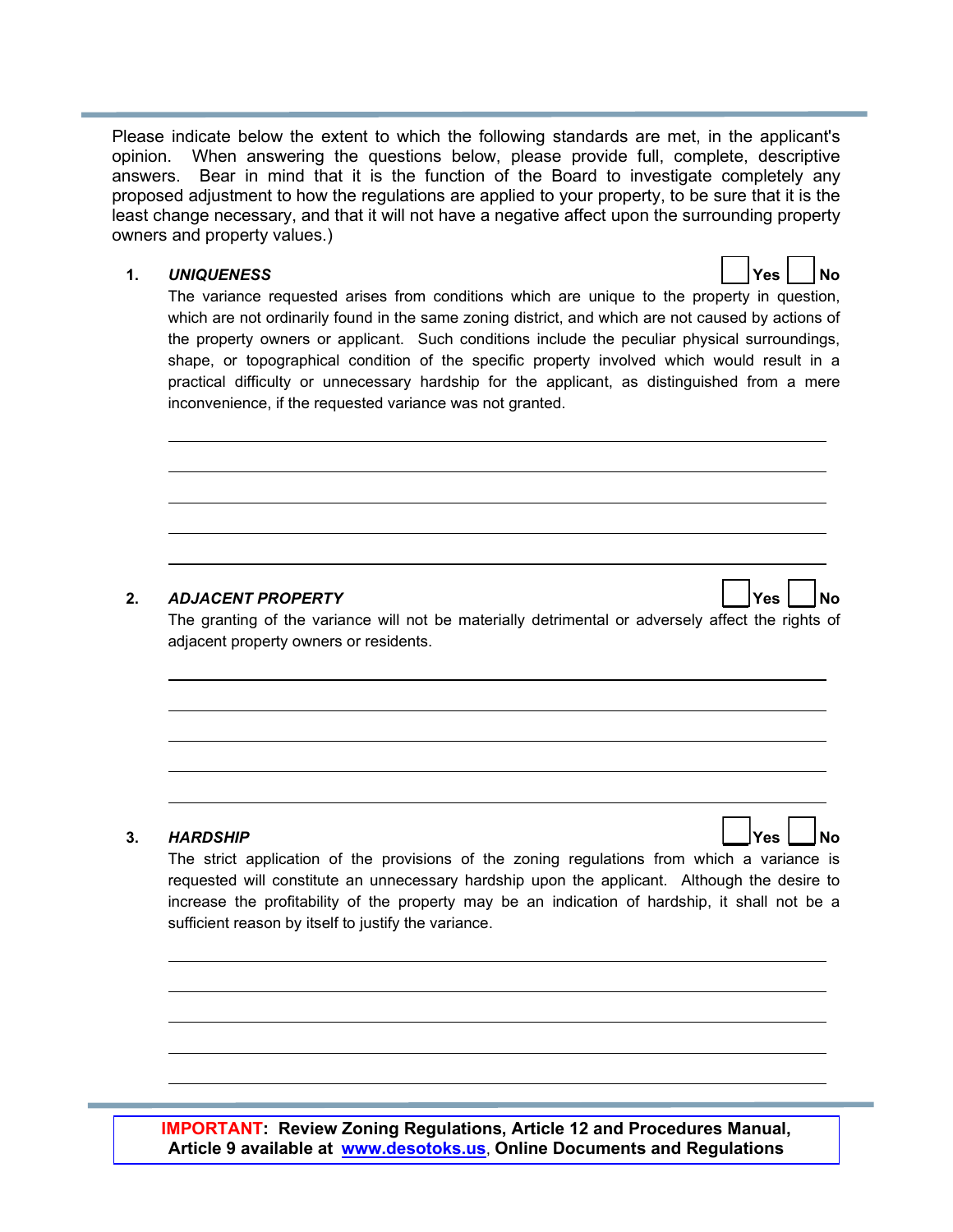Please indicate below the extent to which the following standards are met, in the applicant's opinion. When answering the questions below, please provide full, complete, descriptive answers. Bear in mind that it is the function of the Board to investigate completely any proposed adjustment to how the regulations are applied to your property, to be sure that it is the least change necessary, and that it will not have a negative affect upon the surrounding property owners and property values.)

**1.** ***UNIQUENESS*** ☐ **Yes** ☐ **No**

The variance requested arises from conditions which are unique to the property in question, which are not ordinarily found in the same zoning district, and which are not caused by actions of the property owners or applicant. Such conditions include the peculiar physical surroundings, shape, or topographical condition of the specific property involved which would result in a practical difficulty or unnecessary hardship for the applicant, as distinguished from a mere inconvenience, if the requested variance was not granted.

\_\_\_\_\_\_\_\_\_\_\_\_\_\_\_\_\_\_\_\_\_\_\_\_\_\_\_\_\_\_\_\_\_\_\_\_\_\_\_\_\_\_\_\_\_\_\_\_\_\_\_\_\_\_\_\_\_\_\_\_\_\_\_\_\_\_\_\_\_\_\_\_

\_\_\_\_\_\_\_\_\_\_\_\_\_\_\_\_\_\_\_\_\_\_\_\_\_\_\_\_\_\_\_\_\_\_\_\_\_\_\_\_\_\_\_\_\_\_\_\_\_\_\_\_\_\_\_\_\_\_\_\_\_\_\_\_\_\_\_\_\_\_\_\_

\_\_\_\_\_\_\_\_\_\_\_\_\_\_\_\_\_\_\_\_\_\_\_\_\_\_\_\_\_\_\_\_\_\_\_\_\_\_\_\_\_\_\_\_\_\_\_\_\_\_\_\_\_\_\_\_\_\_\_\_\_\_\_\_\_\_\_\_\_\_\_\_

\_\_\_\_\_\_\_\_\_\_\_\_\_\_\_\_\_\_\_\_\_\_\_\_\_\_\_\_\_\_\_\_\_\_\_\_\_\_\_\_\_\_\_\_\_\_\_\_\_\_\_\_\_\_\_\_\_\_\_\_\_\_\_\_\_\_\_\_\_\_\_\_

\_\_\_\_\_\_\_\_\_\_\_\_\_\_\_\_\_\_\_\_\_\_\_\_\_\_\_\_\_\_\_\_\_\_\_\_\_\_\_\_\_\_\_\_\_\_\_\_\_\_\_\_\_\_\_\_\_\_\_\_\_\_\_\_\_\_\_\_\_\_\_\_

**2.** ***ADJACENT PROPERTY*** ☐ **Yes** ☐ **No**

The granting of the variance will not be materially detrimental or adversely affect the rights of adjacent property owners or residents.

\_\_\_\_\_\_\_\_\_\_\_\_\_\_\_\_\_\_\_\_\_\_\_\_\_\_\_\_\_\_\_\_\_\_\_\_\_\_\_\_\_\_\_\_\_\_\_\_\_\_\_\_\_\_\_\_\_\_\_\_\_\_\_\_\_\_\_\_\_\_\_\_

\_\_\_\_\_\_\_\_\_\_\_\_\_\_\_\_\_\_\_\_\_\_\_\_\_\_\_\_\_\_\_\_\_\_\_\_\_\_\_\_\_\_\_\_\_\_\_\_\_\_\_\_\_\_\_\_\_\_\_\_\_\_\_\_\_\_\_\_\_\_\_\_

\_\_\_\_\_\_\_\_\_\_\_\_\_\_\_\_\_\_\_\_\_\_\_\_\_\_\_\_\_\_\_\_\_\_\_\_\_\_\_\_\_\_\_\_\_\_\_\_\_\_\_\_\_\_\_\_\_\_\_\_\_\_\_\_\_\_\_\_\_\_\_\_

\_\_\_\_\_\_\_\_\_\_\_\_\_\_\_\_\_\_\_\_\_\_\_\_\_\_\_\_\_\_\_\_\_\_\_\_\_\_\_\_\_\_\_\_\_\_\_\_\_\_\_\_\_\_\_\_\_\_\_\_\_\_\_\_\_\_\_\_\_\_\_\_

\_\_\_\_\_\_\_\_\_\_\_\_\_\_\_\_\_\_\_\_\_\_\_\_\_\_\_\_\_\_\_\_\_\_\_\_\_\_\_\_\_\_\_\_\_\_\_\_\_\_\_\_\_\_\_\_\_\_\_\_\_\_\_\_\_\_\_\_\_\_\_\_

**3.** ***HARDSHIP*** ☐ **Yes** ☐ **No**

The strict application of the provisions of the zoning regulations from which a variance is requested will constitute an unnecessary hardship upon the applicant. Although the desire to increase the profitability of the property may be an indication of hardship, it shall not be a sufficient reason by itself to justify the variance.

\_\_\_\_\_\_\_\_\_\_\_\_\_\_\_\_\_\_\_\_\_\_\_\_\_\_\_\_\_\_\_\_\_\_\_\_\_\_\_\_\_\_\_\_\_\_\_\_\_\_\_\_\_\_\_\_\_\_\_\_\_\_\_\_\_\_\_\_\_\_\_\_

\_\_\_\_\_\_\_\_\_\_\_\_\_\_\_\_\_\_\_\_\_\_\_\_\_\_\_\_\_\_\_\_\_\_\_\_\_\_\_\_\_\_\_\_\_\_\_\_\_\_\_\_\_\_\_\_\_\_\_\_\_\_\_\_\_\_\_\_\_\_\_\_

\_\_\_\_\_\_\_\_\_\_\_\_\_\_\_\_\_\_\_\_\_\_\_\_\_\_\_\_\_\_\_\_\_\_\_\_\_\_\_\_\_\_\_\_\_\_\_\_\_\_\_\_\_\_\_\_\_\_\_\_\_\_\_\_\_\_\_\_\_\_\_\_

\_\_\_\_\_\_\_\_\_\_\_\_\_\_\_\_\_\_\_\_\_\_\_\_\_\_\_\_\_\_\_\_\_\_\_\_\_\_\_\_\_\_\_\_\_\_\_\_\_\_\_\_\_\_\_\_\_\_\_\_\_\_\_\_\_\_\_\_\_\_\_\_

\_\_\_\_\_\_\_\_\_\_\_\_\_\_\_\_\_\_\_\_\_\_\_\_\_\_\_\_\_\_\_\_\_\_\_\_\_\_\_\_\_\_\_\_\_\_\_\_\_\_\_\_\_\_\_\_\_\_\_\_\_\_\_\_\_\_\_\_\_\_\_\_

**IMPORTANT: Review Zoning Regulations, Article 12 and Procedures Manual, Article 9 available at [www.desotoks.us](http://www.desotoks.us), Online Documents and Regulations**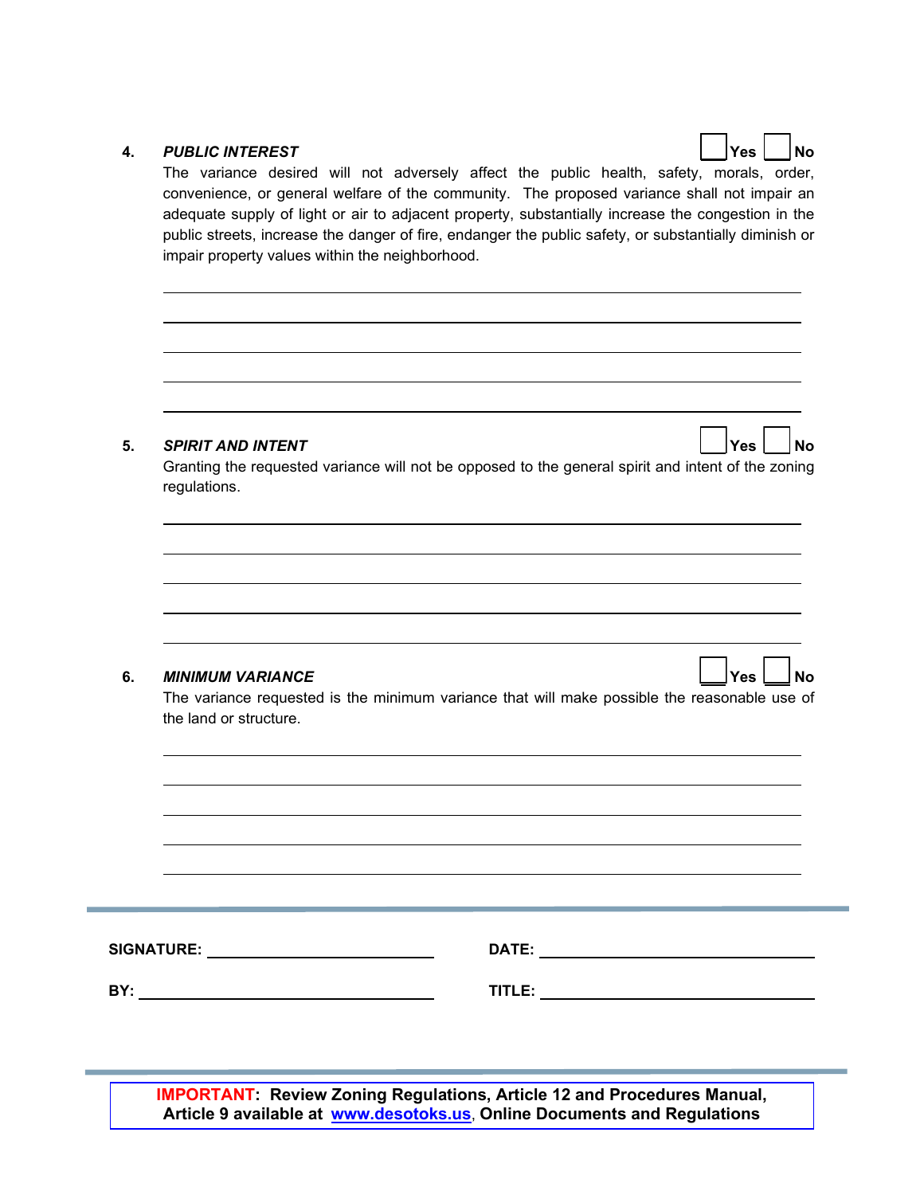4. ***PUBLIC INTEREST*** ☐ **Yes** ☐ **No**

   The variance desired will not adversely affect the public health, safety, morals, order, convenience, or general welfare of the community. The proposed variance shall not impair an adequate supply of light or air to adjacent property, substantially increase the congestion in the public streets, increase the danger of fire, endanger the public safety, or substantially diminish or impair property values within the neighborhood.

   ______________________________________________________________________

   ______________________________________________________________________

   ______________________________________________________________________

   ______________________________________________________________________

   ______________________________________________________________________

5. ***SPIRIT AND INTENT*** ☐ **Yes** ☐ **No**

   Granting the requested variance will not be opposed to the general spirit and intent of the zoning regulations.

   ______________________________________________________________________

   ______________________________________________________________________

   ______________________________________________________________________

   ______________________________________________________________________

   ______________________________________________________________________

6. ***MINIMUM VARIANCE*** ☐ **Yes** ☐ **No**

   The variance requested is the minimum variance that will make possible the reasonable use of the land or structure.

   ______________________________________________________________________

   ______________________________________________________________________

   ______________________________________________________________________

   ______________________________________________________________________

   ______________________________________________________________________

---

**SIGNATURE:** ______________________ **DATE:** ______________________

**BY:** ______________________ **TITLE:** ______________________

---

**IMPORTANT: Review Zoning Regulations, Article 12 and Procedures Manual, Article 9 available at [www.desotoks.us](http://www.desotoks.us), Online Documents and Regulations**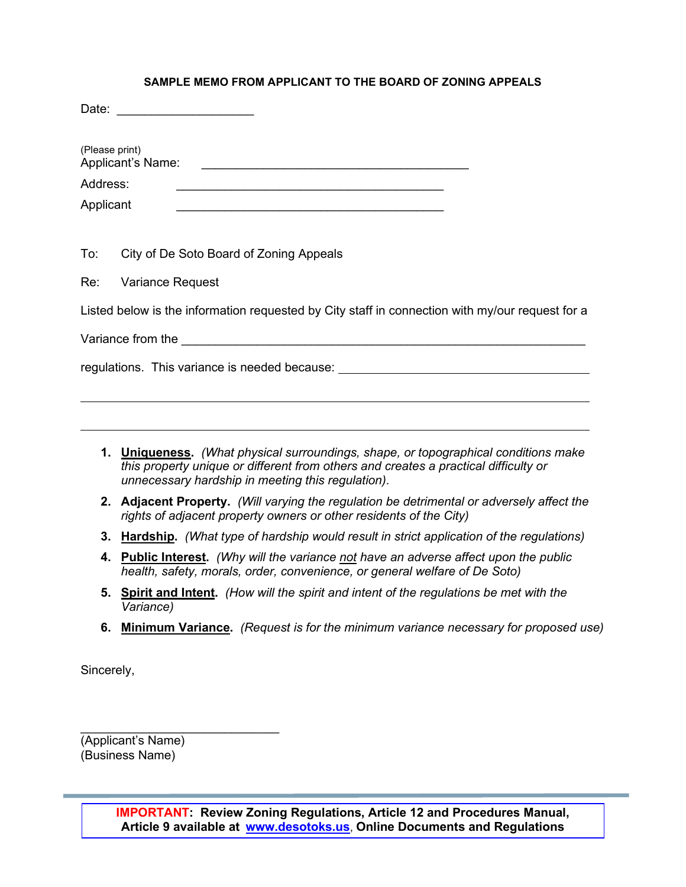**SAMPLE MEMO FROM APPLICANT TO THE BOARD OF ZONING APPEALS**

Date: ____________________

(Please print)
Applicant's Name: ________________________________________

Address: ________________________________________

Applicant ________________________________________

To: City of De Soto Board of Zoning Appeals

Re: Variance Request

Listed below is the information requested by City staff in connection with my/our request for a

Variance from the ____________________________________________________________

regulations. This variance is needed because: ____________________________________

___________________________________________________________________________

___________________________________________________________________________

1. **Uniqueness**. *(What physical surroundings, shape, or topographical conditions make this property unique or different from others and creates a practical difficulty or unnecessary hardship in meeting this regulation)*.
2. **Adjacent Property.** *(Will varying the regulation be detrimental or adversely affect the rights of adjacent property owners or other residents of the City)*
3. **Hardship**. *(What type of hardship would result in strict application of the regulations)*
4. **Public Interest**. *(Why will the variance not have an adverse affect upon the public health, safety, morals, order, convenience, or general welfare of De Soto)*
5. **Spirit and Intent**. *(How will the spirit and intent of the regulations be met with the Variance)*
6. **Minimum Variance**. *(Request is for the minimum variance necessary for proposed use)*

Sincerely,

______________________________
(Applicant's Name)
(Business Name)

**IMPORTANT: Review Zoning Regulations, Article 12 and Procedures Manual, Article 9 available at www.desotoks.us, Online Documents and Regulations**